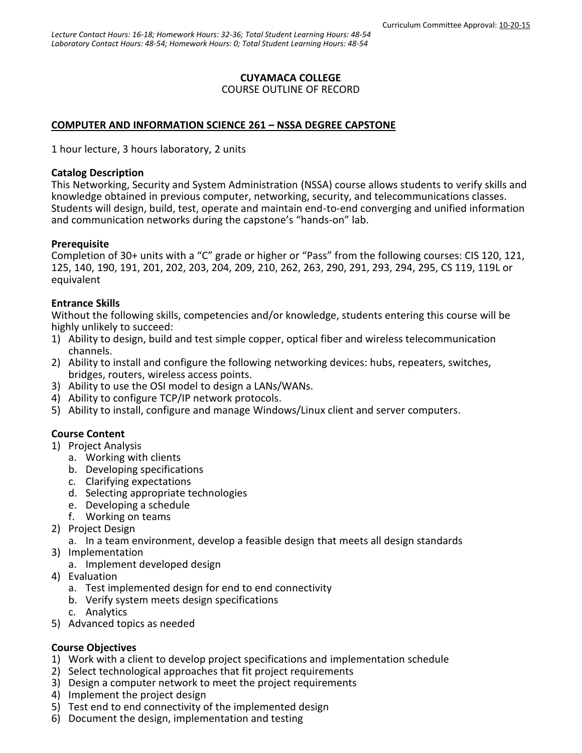Curriculum Committee Approval: 10-20-15

*Lecture Contact Hours: 16-18; Homework Hours: 32-36; Total Student Learning Hours: 48-54*
*Laboratory Contact Hours: 48-54; Homework Hours: 0; Total Student Learning Hours: 48-54*

**CUYAMACA COLLEGE**

COURSE OUTLINE OF RECORD

**COMPUTER AND INFORMATION SCIENCE 261 – NSSA DEGREE CAPSTONE**

1 hour lecture, 3 hours laboratory, 2 units

**Catalog Description**

This Networking, Security and System Administration (NSSA) course allows students to verify skills and knowledge obtained in previous computer, networking, security, and telecommunications classes. Students will design, build, test, operate and maintain end-to-end converging and unified information and communication networks during the capstone's "hands-on" lab.

**Prerequisite**

Completion of 30+ units with a "C" grade or higher or "Pass" from the following courses: CIS 120, 121, 125, 140, 190, 191, 201, 202, 203, 204, 209, 210, 262, 263, 290, 291, 293, 294, 295, CS 119, 119L or equivalent

**Entrance Skills**

Without the following skills, competencies and/or knowledge, students entering this course will be highly unlikely to succeed:

1) Ability to design, build and test simple copper, optical fiber and wireless telecommunication channels.
2) Ability to install and configure the following networking devices: hubs, repeaters, switches, bridges, routers, wireless access points.
3) Ability to use the OSI model to design a LANs/WANs.
4) Ability to configure TCP/IP network protocols.
5) Ability to install, configure and manage Windows/Linux client and server computers.

**Course Content**

1) Project Analysis
   a. Working with clients
   b. Developing specifications
   c. Clarifying expectations
   d. Selecting appropriate technologies
   e. Developing a schedule
   f. Working on teams
2) Project Design
   a. In a team environment, develop a feasible design that meets all design standards
3) Implementation
   a. Implement developed design
4) Evaluation
   a. Test implemented design for end to end connectivity
   b. Verify system meets design specifications
   c. Analytics
5) Advanced topics as needed

**Course Objectives**

1) Work with a client to develop project specifications and implementation schedule
2) Select technological approaches that fit project requirements
3) Design a computer network to meet the project requirements
4) Implement the project design
5) Test end to end connectivity of the implemented design
6) Document the design, implementation and testing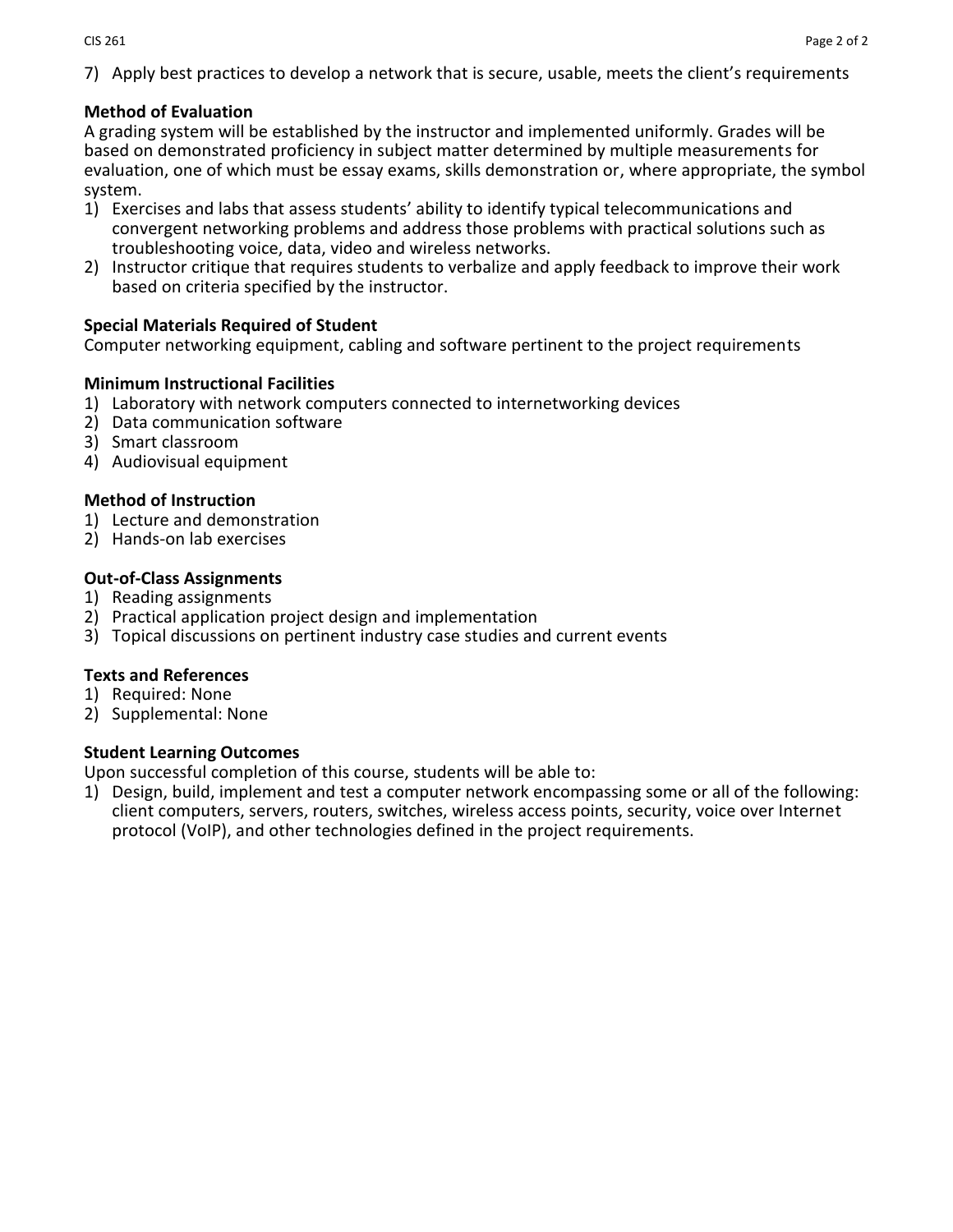7) Apply best practices to develop a network that is secure, usable, meets the client's requirements

**Method of Evaluation**

A grading system will be established by the instructor and implemented uniformly. Grades will be based on demonstrated proficiency in subject matter determined by multiple measurements for evaluation, one of which must be essay exams, skills demonstration or, where appropriate, the symbol system.

1) Exercises and labs that assess students' ability to identify typical telecommunications and convergent networking problems and address those problems with practical solutions such as troubleshooting voice, data, video and wireless networks.
2) Instructor critique that requires students to verbalize and apply feedback to improve their work based on criteria specified by the instructor.

**Special Materials Required of Student**

Computer networking equipment, cabling and software pertinent to the project requirements

**Minimum Instructional Facilities**

1) Laboratory with network computers connected to internetworking devices
2) Data communication software
3) Smart classroom
4) Audiovisual equipment

**Method of Instruction**

1) Lecture and demonstration
2) Hands-on lab exercises

**Out-of-Class Assignments**

1) Reading assignments
2) Practical application project design and implementation
3) Topical discussions on pertinent industry case studies and current events

**Texts and References**

1) Required: None
2) Supplemental: None

**Student Learning Outcomes**

Upon successful completion of this course, students will be able to:

1) Design, build, implement and test a computer network encompassing some or all of the following: client computers, servers, routers, switches, wireless access points, security, voice over Internet protocol (VoIP), and other technologies defined in the project requirements.